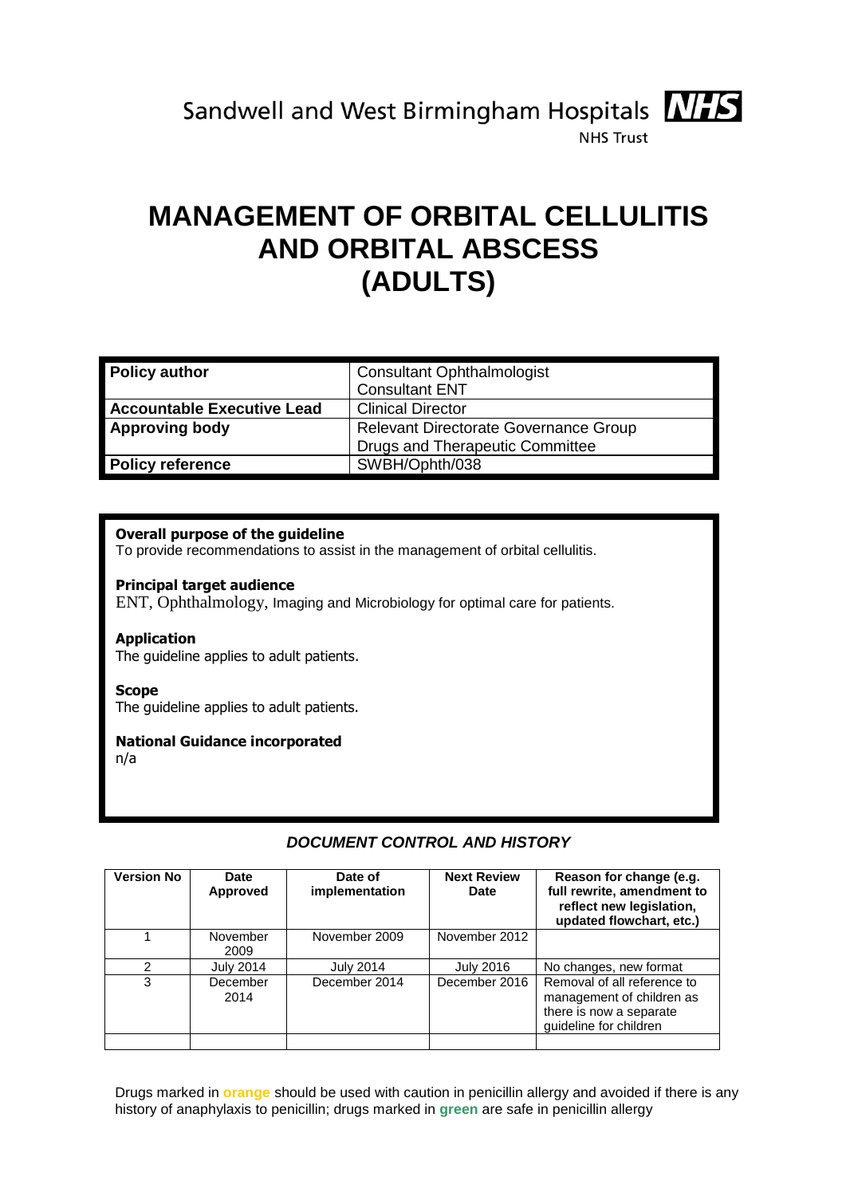Sandwell and West Birmingham Hospitals NHS
NHS Trust

# MANAGEMENT OF ORBITAL CELLULITIS AND ORBITAL ABSCESS (ADULTS)

| | |
|---|---|
| **Policy author** | Consultant Ophthalmologist<br>Consultant ENT |
| **Accountable Executive Lead** | Clinical Director |
| **Approving body** | Relevant Directorate Governance Group<br>Drugs and Therapeutic Committee |
| **Policy reference** | SWBH/Ophth/038 |

**Overall purpose of the guideline**
To provide recommendations to assist in the management of orbital cellulitis.

**Principal target audience**
ENT, Ophthalmology, Imaging and Microbiology for optimal care for patients.

**Application**
The guideline applies to adult patients.

**Scope**
The guideline applies to adult patients.

**National Guidance incorporated**
n/a

### *DOCUMENT CONTROL AND HISTORY*

| Version No | Date Approved | Date of implementation | Next Review Date | Reason for change (e.g. full rewrite, amendment to reflect new legislation, updated flowchart, etc.) |
|---|---|---|---|---|
| 1 | November 2009 | November 2009 | November 2012 | |
| 2 | July 2014 | July 2014 | July 2016 | No changes, new format |
| 3 | December 2014 | December 2014 | December 2016 | Removal of all reference to management of children as there is now a separate guideline for children |
| | | | | |

Drugs marked in **orange** should be used with caution in penicillin allergy and avoided if there is any history of anaphylaxis to penicillin; drugs marked in **green** are safe in penicillin allergy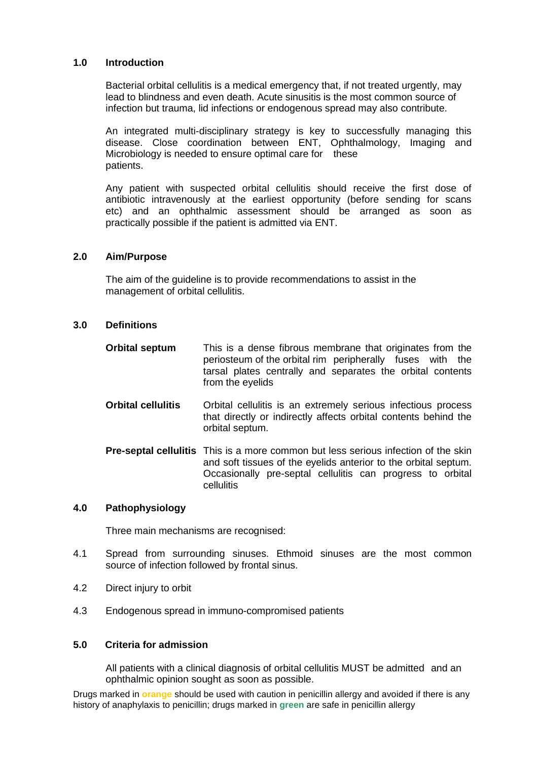## 1.0 Introduction

Bacterial orbital cellulitis is a medical emergency that, if not treated urgently, may lead to blindness and even death. Acute sinusitis is the most common source of infection but trauma, lid infections or endogenous spread may also contribute.

An integrated multi-disciplinary strategy is key to successfully managing this disease. Close coordination between ENT, Ophthalmology, Imaging and Microbiology is needed to ensure optimal care for these patients.

Any patient with suspected orbital cellulitis should receive the first dose of antibiotic intravenously at the earliest opportunity (before sending for scans etc) and an ophthalmic assessment should be arranged as soon as practically possible if the patient is admitted via ENT.

## 2.0 Aim/Purpose

The aim of the guideline is to provide recommendations to assist in the management of orbital cellulitis.

## 3.0 Definitions

**Orbital septum** — This is a dense fibrous membrane that originates from the periosteum of the orbital rim peripherally fuses with the tarsal plates centrally and separates the orbital contents from the eyelids

**Orbital cellulitis** — Orbital cellulitis is an extremely serious infectious process that directly or indirectly affects orbital contents behind the orbital septum.

**Pre-septal cellulitis** — This is a more common but less serious infection of the skin and soft tissues of the eyelids anterior to the orbital septum. Occasionally pre-septal cellulitis can progress to orbital cellulitis

## 4.0 Pathophysiology

Three main mechanisms are recognised:

4.1 Spread from surrounding sinuses. Ethmoid sinuses are the most common source of infection followed by frontal sinus.

4.2 Direct injury to orbit

4.3 Endogenous spread in immuno-compromised patients

## 5.0 Criteria for admission

All patients with a clinical diagnosis of orbital cellulitis MUST be admitted and an ophthalmic opinion sought as soon as possible.

Drugs marked in **orange** should be used with caution in penicillin allergy and avoided if there is any history of anaphylaxis to penicillin; drugs marked in **green** are safe in penicillin allergy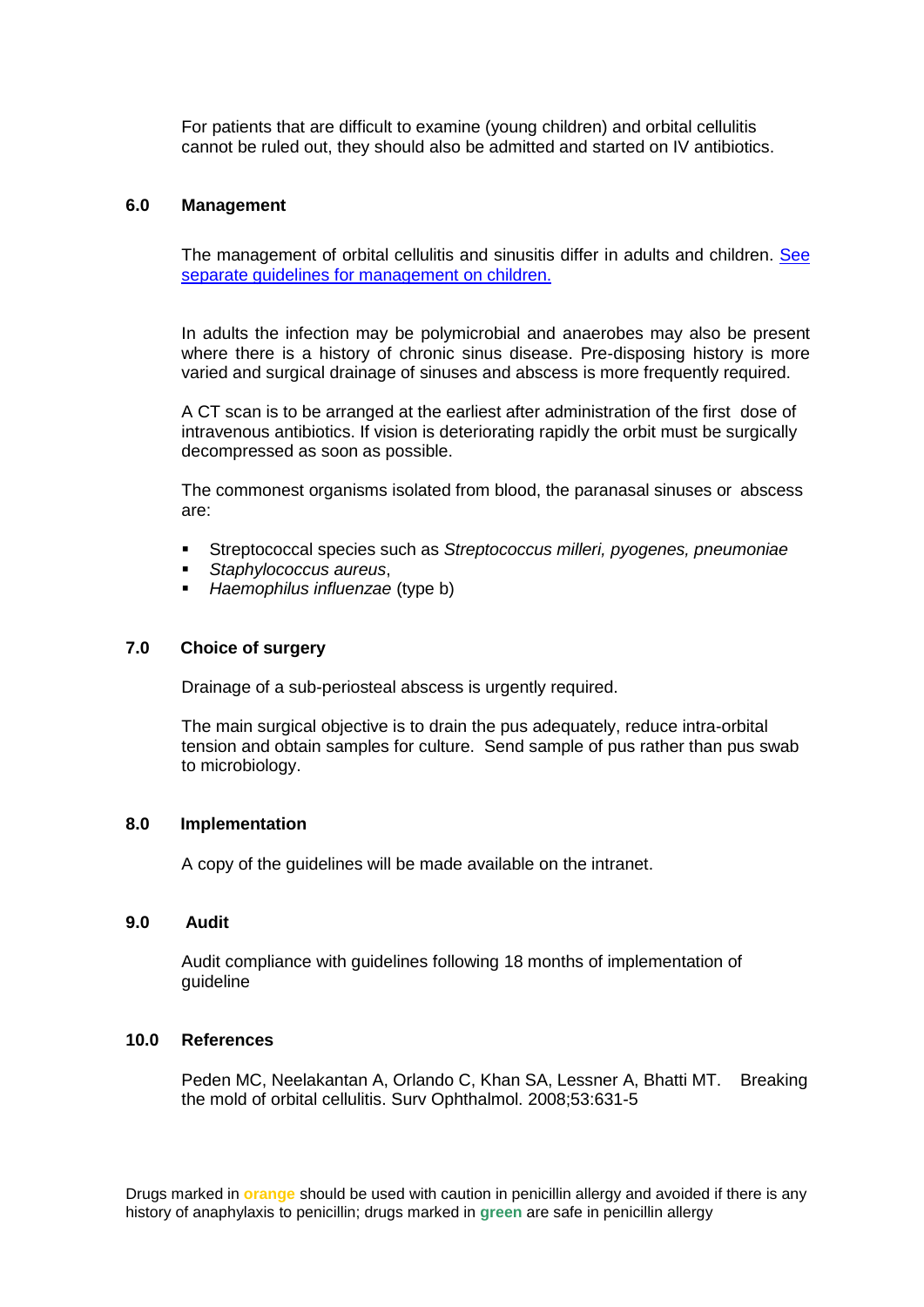For patients that are difficult to examine (young children) and orbital cellulitis cannot be ruled out, they should also be admitted and started on IV antibiotics.

## 6.0 Management

The management of orbital cellulitis and sinusitis differ in adults and children. See separate guidelines for management on children.

In adults the infection may be polymicrobial and anaerobes may also be present where there is a history of chronic sinus disease. Pre-disposing history is more varied and surgical drainage of sinuses and abscess is more frequently required.

A CT scan is to be arranged at the earliest after administration of the first dose of intravenous antibiotics. If vision is deteriorating rapidly the orbit must be surgically decompressed as soon as possible.

The commonest organisms isolated from blood, the paranasal sinuses or abscess are:

- Streptococcal species such as *Streptococcus milleri, pyogenes, pneumoniae*
- *Staphylococcus aureus*,
- *Haemophilus influenzae* (type b)

## 7.0 Choice of surgery

Drainage of a sub-periosteal abscess is urgently required.

The main surgical objective is to drain the pus adequately, reduce intra-orbital tension and obtain samples for culture. Send sample of pus rather than pus swab to microbiology.

## 8.0 Implementation

A copy of the guidelines will be made available on the intranet.

## 9.0 Audit

Audit compliance with guidelines following 18 months of implementation of guideline

## 10.0 References

Peden MC, Neelakantan A, Orlando C, Khan SA, Lessner A, Bhatti MT. Breaking the mold of orbital cellulitis. Surv Ophthalmol. 2008;53:631-5

Drugs marked in **orange** should be used with caution in penicillin allergy and avoided if there is any history of anaphylaxis to penicillin; drugs marked in **green** are safe in penicillin allergy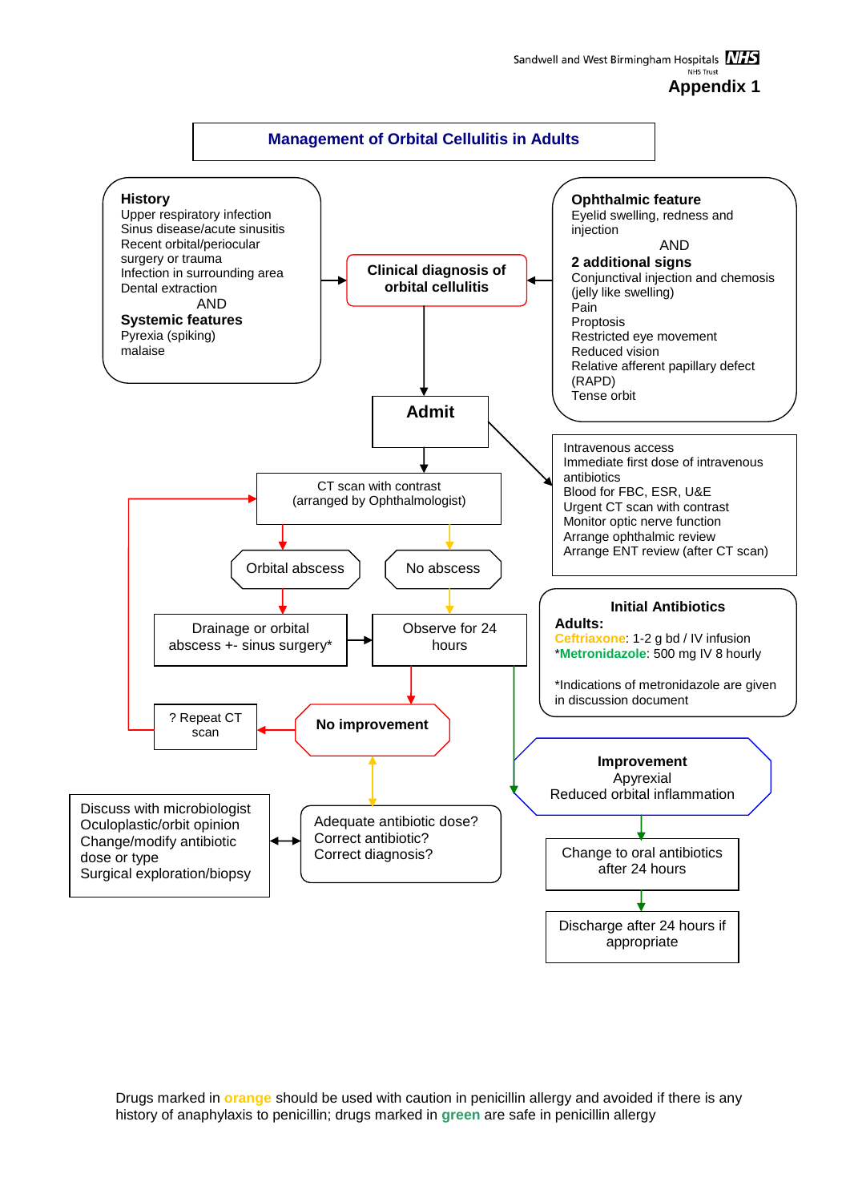## Appendix 1

# Management of Orbital Cellulitis in Adults

**History**
Upper respiratory infection
Sinus disease/acute sinusitis
Recent orbital/periocular surgery or trauma
Infection in surrounding area
Dental extraction
AND
**Systemic features**
Pyrexia (spiking)
malaise

**Clinical diagnosis of orbital cellulitis**

**Ophthalmic feature**
Eyelid swelling, redness and injection
AND
**2 additional signs**
Conjunctival injection and chemosis (jelly like swelling)
Pain
Proptosis
Restricted eye movement
Reduced vision
Relative afferent papillary defect (RAPD)
Tense orbit

**Admit**

Intravenous access
Immediate first dose of intravenous antibiotics
Blood for FBC, ESR, U&E
Urgent CT scan with contrast
Monitor optic nerve function
Arrange ophthalmic review
Arrange ENT review (after CT scan)

CT scan with contrast (arranged by Ophthalmologist)

Orbital abscess

No abscess

Drainage or orbital abscess +- sinus surgery*

Observe for 24 hours

**Initial Antibiotics**
**Adults:**
Ceftriaxone: 1-2 g bd / IV infusion
\***Metronidazole**: 500 mg IV 8 hourly

\*Indications of metronidazole are given in discussion document

? Repeat CT scan

**No improvement**

**Improvement**
Apyrexial
Reduced orbital inflammation

Discuss with microbiologist
Oculoplastic/orbit opinion
Change/modify antibiotic dose or type
Surgical exploration/biopsy

Adequate antibiotic dose?
Correct antibiotic?
Correct diagnosis?

Change to oral antibiotics after 24 hours

Discharge after 24 hours if appropriate

Drugs marked in orange should be used with caution in penicillin allergy and avoided if there is any history of anaphylaxis to penicillin; drugs marked in green are safe in penicillin allergy